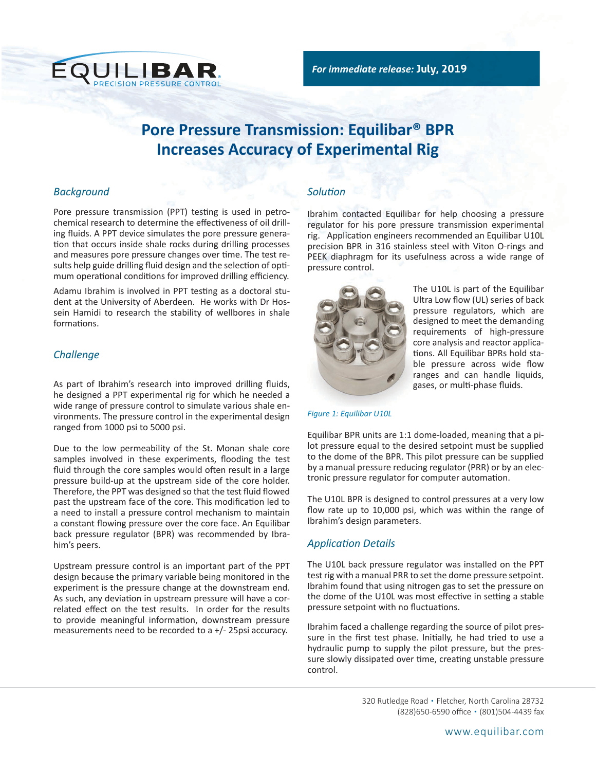EQUILIBAR PRECISION PRESSURE CONTROL

*For immediate release:* **July, 2019**

# Pore Pressure Transmission: Equilibar® BPR Increases Accuracy of Experimental Rig

## *Background*

Pore pressure transmission (PPT) testing is used in petrochemical research to determine the effectiveness of oil drilling fluids. A PPT device simulates the pore pressure generation that occurs inside shale rocks during drilling processes and measures pore pressure changes over time. The test results help guide drilling fluid design and the selection of optimum operational conditions for improved drilling efficiency.

Adamu Ibrahim is involved in PPT testing as a doctoral student at the University of Aberdeen. He works with Dr Hossein Hamidi to research the stability of wellbores in shale formations.

## *Challenge*

As part of Ibrahim's research into improved drilling fluids, he designed a PPT experimental rig for which he needed a wide range of pressure control to simulate various shale environments. The pressure control in the experimental design ranged from 1000 psi to 5000 psi.

Due to the low permeability of the St. Monan shale core samples involved in these experiments, flooding the test fluid through the core samples would often result in a large pressure build-up at the upstream side of the core holder. Therefore, the PPT was designed so that the test fluid flowed past the upstream face of the core. This modification led to a need to install a pressure control mechanism to maintain a constant flowing pressure over the core face. An Equilibar back pressure regulator (BPR) was recommended by Ibrahim's peers.

Upstream pressure control is an important part of the PPT design because the primary variable being monitored in the experiment is the pressure change at the downstream end. As such, any deviation in upstream pressure will have a correlated effect on the test results. In order for the results to provide meaningful information, downstream pressure measurements need to be recorded to a +/- 25psi accuracy.

## *Solution*

Ibrahim contacted Equilibar for help choosing a pressure regulator for his pore pressure transmission experimental rig. Application engineers recommended an Equilibar U10L precision BPR in 316 stainless steel with Viton O-rings and PEEK diaphragm for its usefulness across a wide range of pressure control.

The U10L is part of the Equilibar Ultra Low flow (UL) series of back pressure regulators, which are designed to meet the demanding requirements of high-pressure core analysis and reactor applications. All Equilibar BPRs hold stable pressure across wide flow ranges and can handle liquids, gases, or multi-phase fluids.

*Figure 1: Equilibar U10L*

Equilibar BPR units are 1:1 dome-loaded, meaning that a pilot pressure equal to the desired setpoint must be supplied to the dome of the BPR. This pilot pressure can be supplied by a manual pressure reducing regulator (PRR) or by an electronic pressure regulator for computer automation.

The U10L BPR is designed to control pressures at a very low flow rate up to 10,000 psi, which was within the range of Ibrahim's design parameters.

## *Application Details*

The U10L back pressure regulator was installed on the PPT test rig with a manual PRR to set the dome pressure setpoint. Ibrahim found that using nitrogen gas to set the pressure on the dome of the U10L was most effective in setting a stable pressure setpoint with no fluctuations.

Ibrahim faced a challenge regarding the source of pilot pressure in the first test phase. Initially, he had tried to use a hydraulic pump to supply the pilot pressure, but the pressure slowly dissipated over time, creating unstable pressure control.

320 Rutledge Road • Fletcher, North Carolina 28732
(828)650-6590 office • (801)504-4439 fax

www.equilibar.com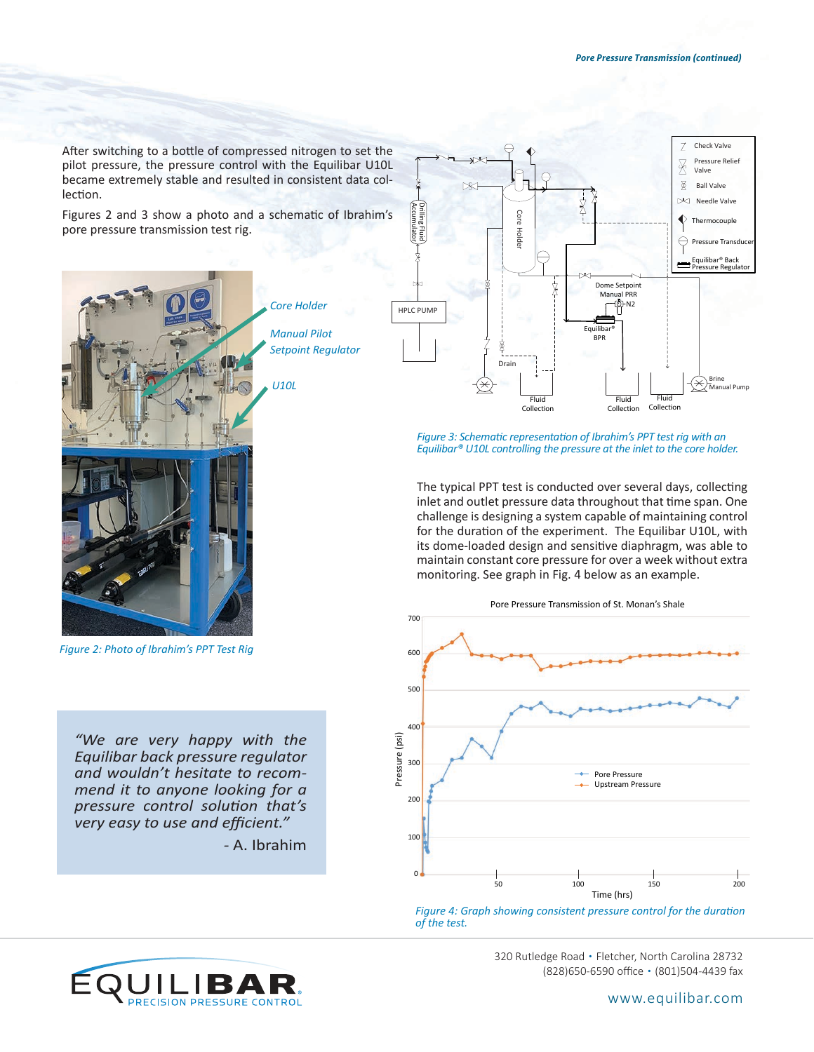After switching to a bottle of compressed nitrogen to set the pilot pressure, the pressure control with the Equilibar U10L became extremely stable and resulted in consistent data collection.

Figures 2 and 3 show a photo and a schematic of Ibrahim's pore pressure transmission test rig.

*Figure 2: Photo of Ibrahim's PPT Test Rig*

*Figure 3: Schematic representation of Ibrahim's PPT test rig with an Equilibar® U10L controlling the pressure at the inlet to the core holder.*

The typical PPT test is conducted over several days, collecting inlet and outlet pressure data throughout that time span. One challenge is designing a system capable of maintaining control for the duration of the experiment. The Equilibar U10L, with its dome-loaded design and sensitive diaphragm, was able to maintain constant core pressure for over a week without extra monitoring. See graph in Fig. 4 below as an example.

*Figure 4: Graph showing consistent pressure control for the duration of the test.*

> *"We are very happy with the Equilibar back pressure regulator and wouldn't hesitate to recommend it to anyone looking for a pressure control solution that's very easy to use and efficient."*
>
> \- A. Ibrahim

320 Rutledge Road • Fletcher, North Carolina 28732
(828)650-6590 office • (801)504-4439 fax

www.equilibar.com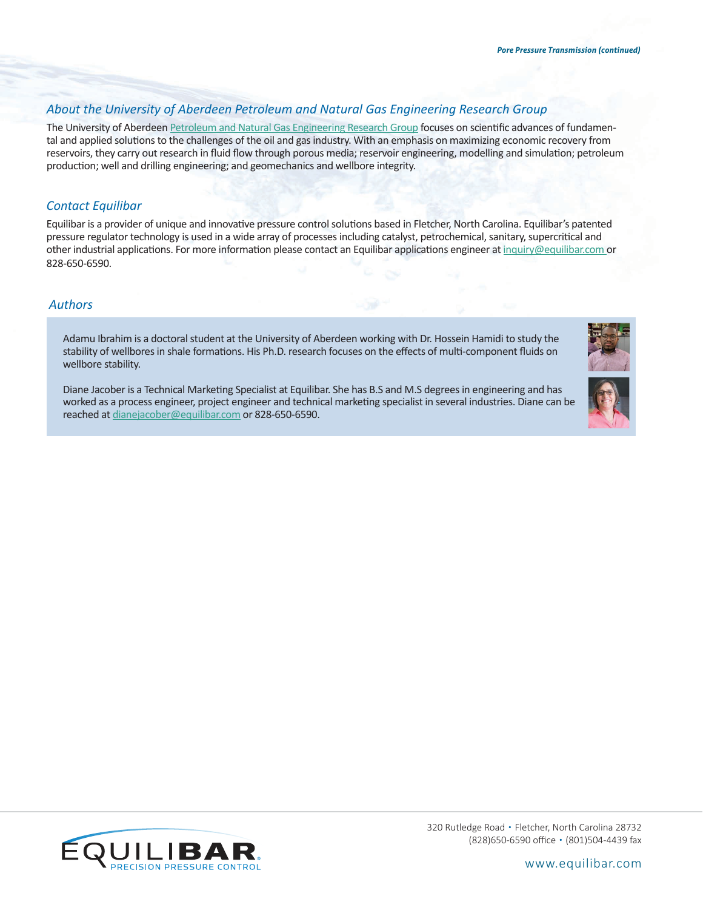## About the University of Aberdeen Petroleum and Natural Gas Engineering Research Group

The University of Aberdeen Petroleum and Natural Gas Engineering Research Group focuses on scientific advances of fundamental and applied solutions to the challenges of the oil and gas industry. With an emphasis on maximizing economic recovery from reservoirs, they carry out research in fluid flow through porous media; reservoir engineering, modelling and simulation; petroleum production; well and drilling engineering; and geomechanics and wellbore integrity.

## Contact Equilibar

Equilibar is a provider of unique and innovative pressure control solutions based in Fletcher, North Carolina. Equilibar's patented pressure regulator technology is used in a wide array of processes including catalyst, petrochemical, sanitary, supercritical and other industrial applications. For more information please contact an Equilibar applications engineer at inquiry@equilibar.com or 828-650-6590.

## Authors

Adamu Ibrahim is a doctoral student at the University of Aberdeen working with Dr. Hossein Hamidi to study the stability of wellbores in shale formations. His Ph.D. research focuses on the effects of multi-component fluids on wellbore stability.

Diane Jacober is a Technical Marketing Specialist at Equilibar. She has B.S and M.S degrees in engineering and has worked as a process engineer, project engineer and technical marketing specialist in several industries. Diane can be reached at dianejacober@equilibar.com or 828-650-6590.

EQUILIBAR® PRECISION PRESSURE CONTROL

320 Rutledge Road • Fletcher, North Carolina 28732
(828)650-6590 office • (801)504-4439 fax

www.equilibar.com